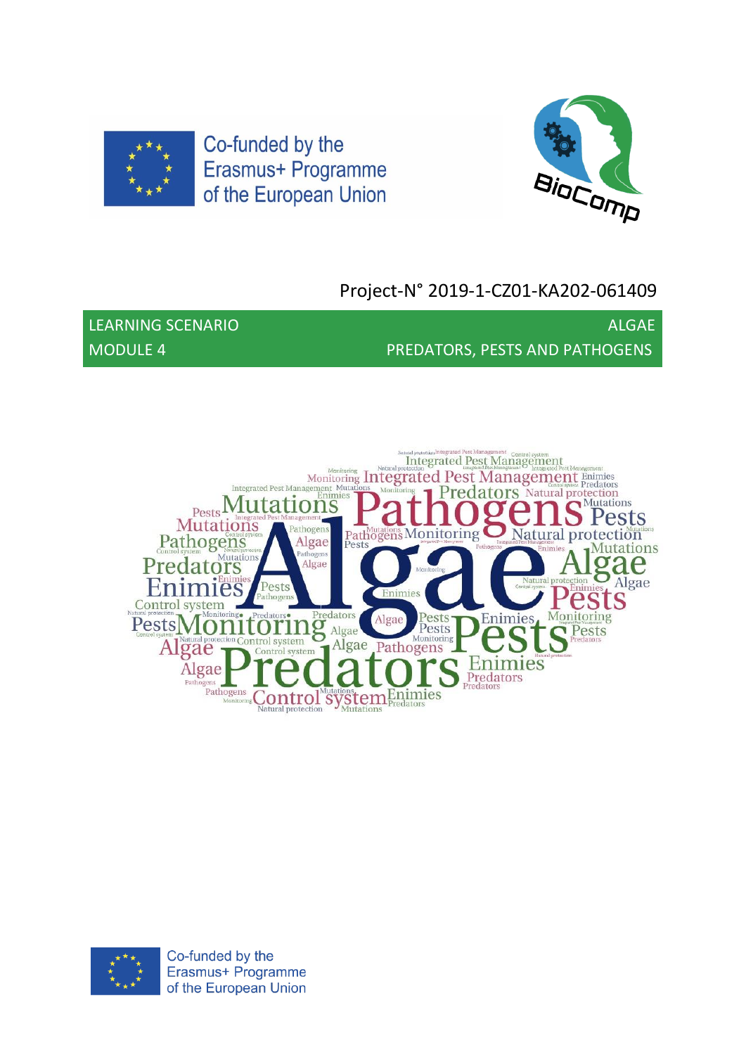Co-funded by the Erasmus+ Programme of the European Union

Project-N° 2019-1-CZ01-KA202-061409

| LEARNING SCENARIO | ALGAE |
| --- | --- |
| MODULE 4 | PREDATORS, PESTS AND PATHOGENS |

Co-funded by the Erasmus+ Programme of the European Union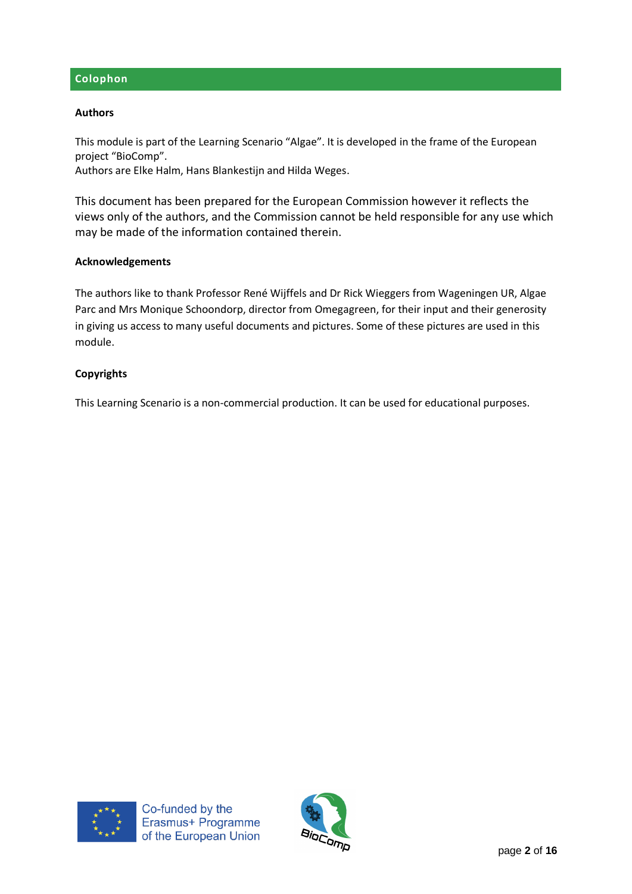## Colophon

**Authors**

This module is part of the Learning Scenario “Algae”. It is developed in the frame of the European project “BioComp”.
Authors are Elke Halm, Hans Blankestijn and Hilda Weges.

This document has been prepared for the European Commission however it reflects the views only of the authors, and the Commission cannot be held responsible for any use which may be made of the information contained therein.

**Acknowledgements**

The authors like to thank Professor René Wijffels and Dr Rick Wieggers from Wageningen UR, Algae Parc and Mrs Monique Schoondorp, director from Omegagreen, for their input and their generosity in giving us access to many useful documents and pictures. Some of these pictures are used in this module.

**Copyrights**

This Learning Scenario is a non-commercial production. It can be used for educational purposes.

Co-funded by the Erasmus+ Programme of the European Union

BioComp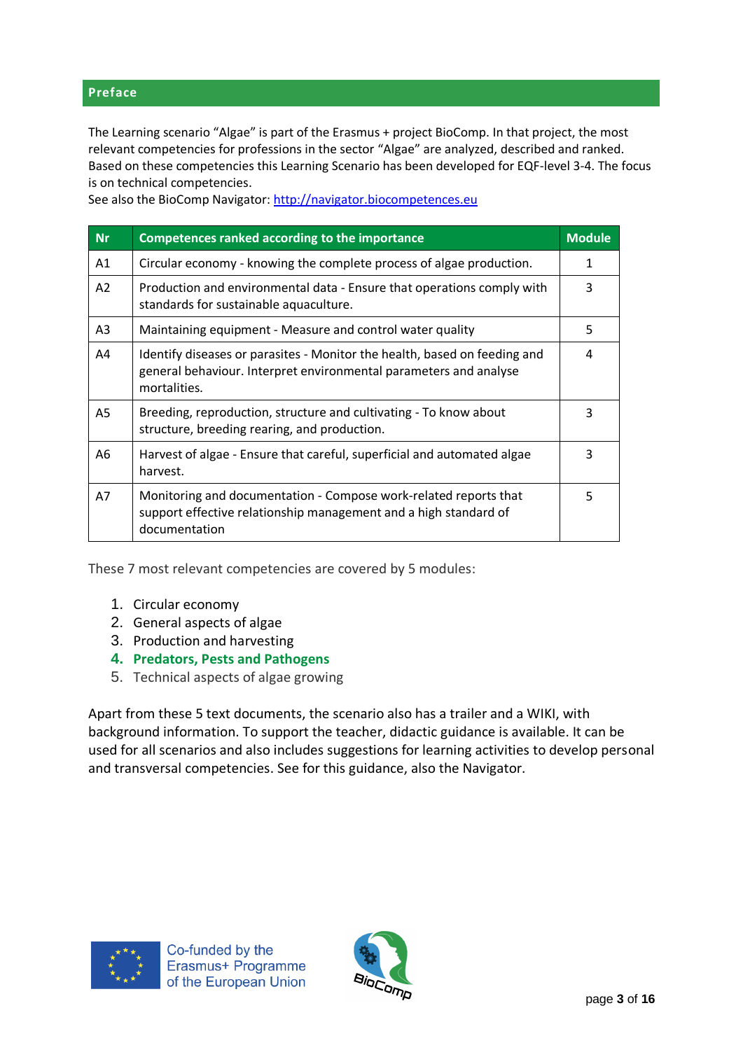## Preface

The Learning scenario "Algae" is part of the Erasmus + project BioComp. In that project, the most relevant competencies for professions in the sector "Algae" are analyzed, described and ranked. Based on these competencies this Learning Scenario has been developed for EQF-level 3-4. The focus is on technical competencies.
See also the BioComp Navigator: http://navigator.biocompetences.eu

| Nr | Competences ranked according to the importance | Module |
|---|---|---|
| A1 | Circular economy - knowing the complete process of algae production. | 1 |
| A2 | Production and environmental data - Ensure that operations comply with standards for sustainable aquaculture. | 3 |
| A3 | Maintaining equipment - Measure and control water quality | 5 |
| A4 | Identify diseases or parasites - Monitor the health, based on feeding and general behaviour. Interpret environmental parameters and analyse mortalities. | 4 |
| A5 | Breeding, reproduction, structure and cultivating - To know about structure, breeding rearing, and production. | 3 |
| A6 | Harvest of algae - Ensure that careful, superficial and automated algae harvest. | 3 |
| A7 | Monitoring and documentation - Compose work-related reports that support effective relationship management and a high standard of documentation | 5 |

These 7 most relevant competencies are covered by 5 modules:

1. Circular economy
2. General aspects of algae
3. Production and harvesting
4. **Predators, Pests and Pathogens**
5. Technical aspects of algae growing

Apart from these 5 text documents, the scenario also has a trailer and a WIKI, with background information. To support the teacher, didactic guidance is available. It can be used for all scenarios and also includes suggestions for learning activities to develop personal and transversal competencies. See for this guidance, also the Navigator.

Co-funded by the Erasmus+ Programme of the European Union

BioComp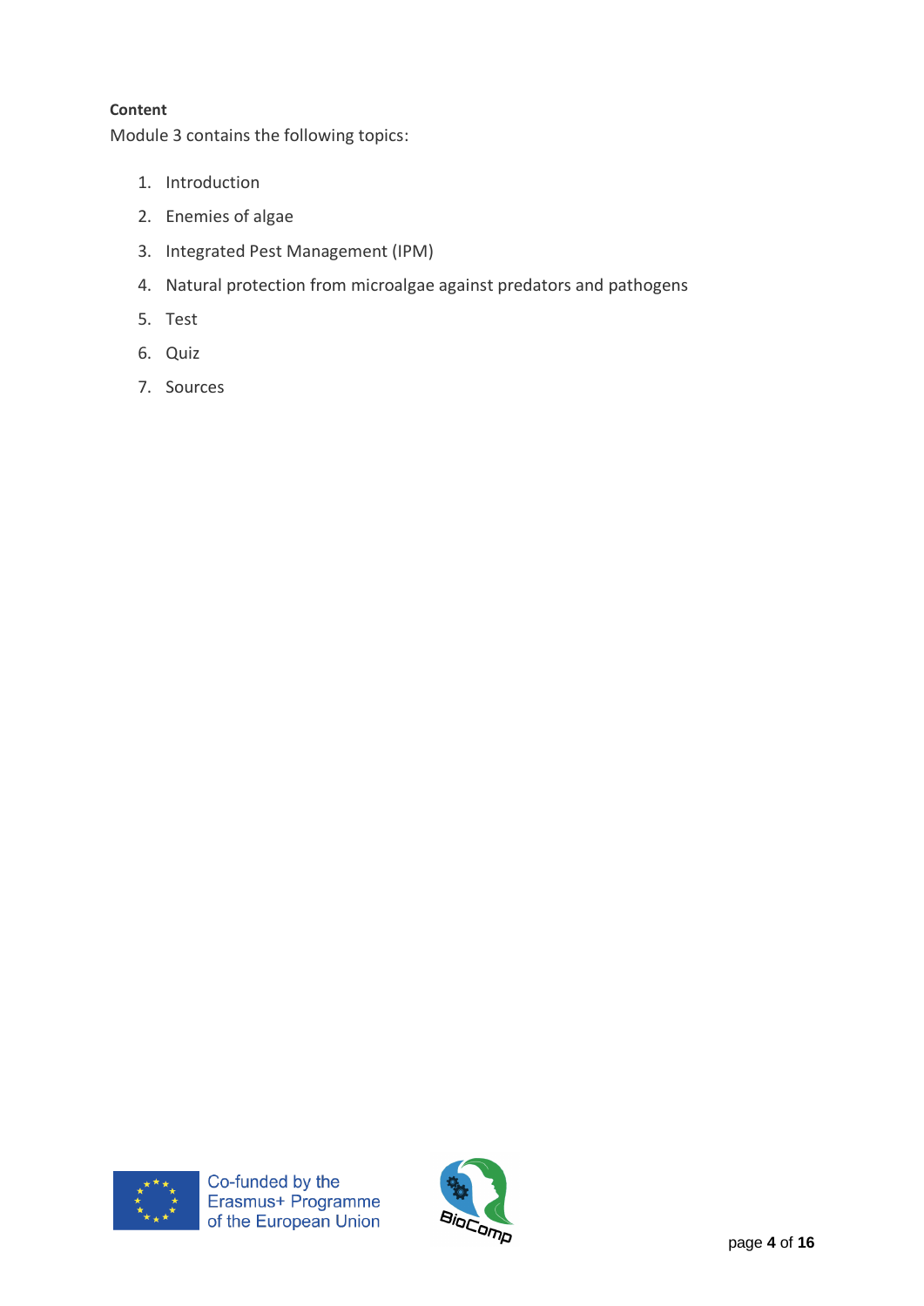**Content**

Module 3 contains the following topics:

1. Introduction
2. Enemies of algae
3. Integrated Pest Management (IPM)
4. Natural protection from microalgae against predators and pathogens
5. Test
6. Quiz
7. Sources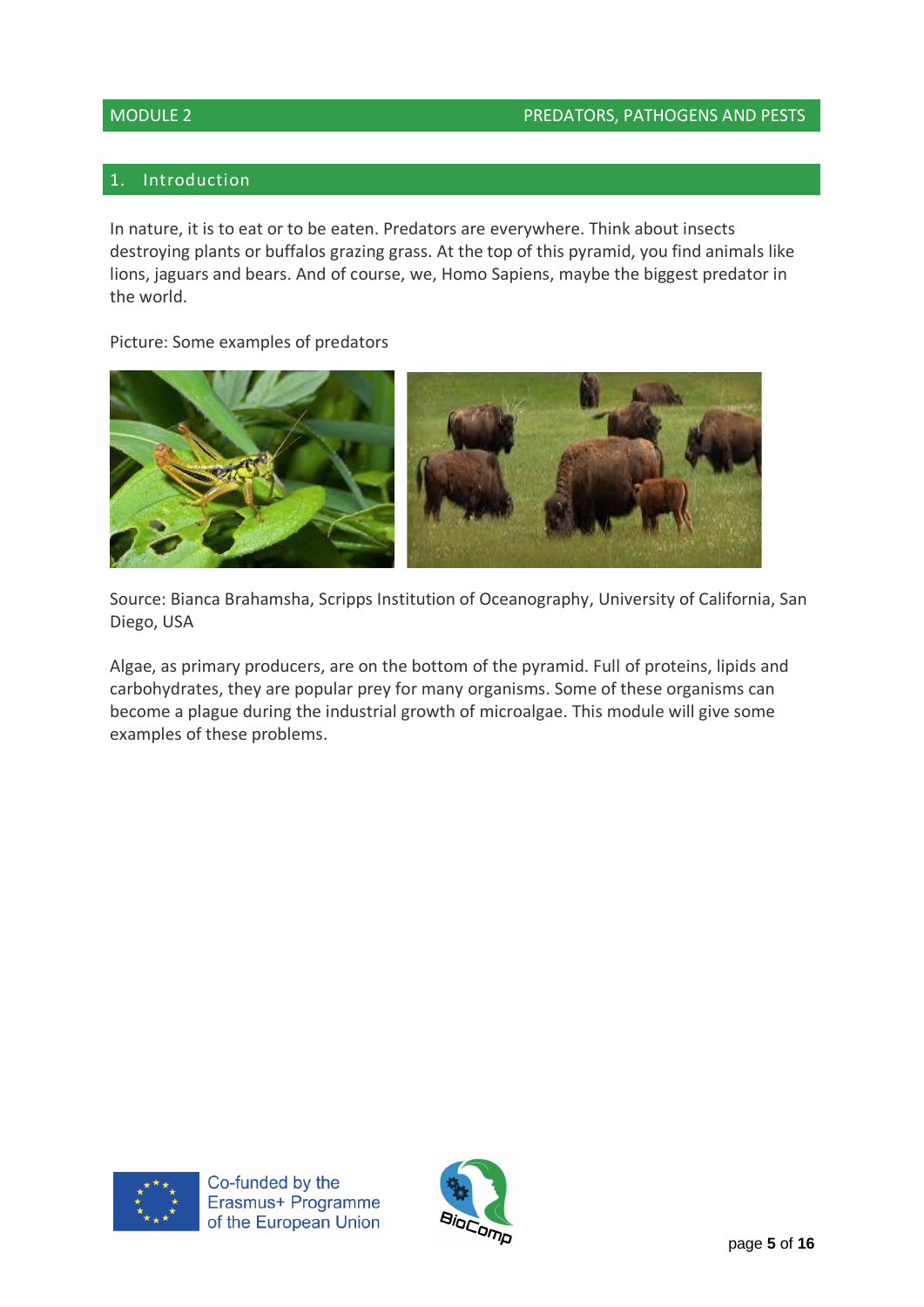## 1. Introduction

In nature, it is to eat or to be eaten. Predators are everywhere. Think about insects destroying plants or buffalos grazing grass. At the top of this pyramid, you find animals like lions, jaguars and bears. And of course, we, Homo Sapiens, maybe the biggest predator in the world.

Picture: Some examples of predators

Source: Bianca Brahamsha, Scripps Institution of Oceanography, University of California, San Diego, USA

Algae, as primary producers, are on the bottom of the pyramid. Full of proteins, lipids and carbohydrates, they are popular prey for many organisms. Some of these organisms can become a plague during the industrial growth of microalgae. This module will give some examples of these problems.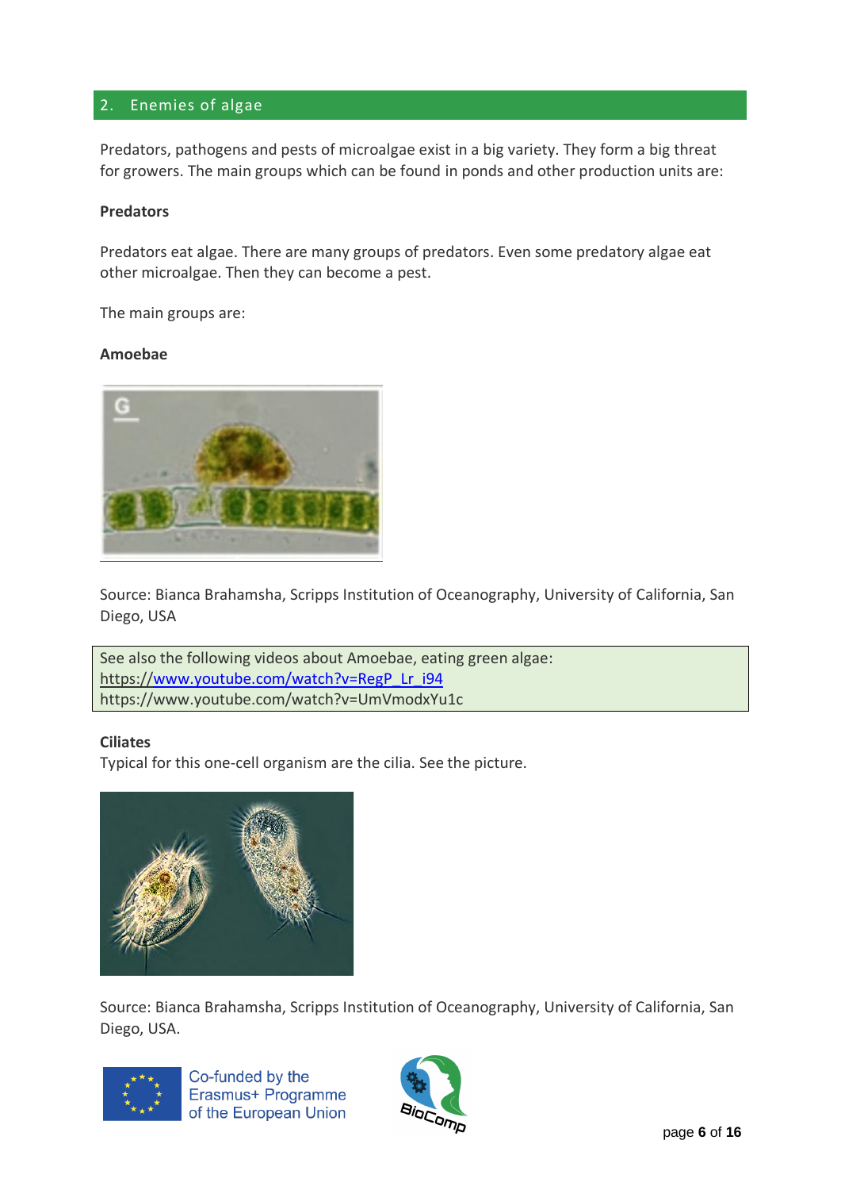## 2. Enemies of algae

Predators, pathogens and pests of microalgae exist in a big variety. They form a big threat for growers. The main groups which can be found in ponds and other production units are:

**Predators**

Predators eat algae. There are many groups of predators. Even some predatory algae eat other microalgae. Then they can become a pest.

The main groups are:

**Amoebae**

Source: Bianca Brahamsha, Scripps Institution of Oceanography, University of California, San Diego, USA

See also the following videos about Amoebae, eating green algae:
https://www.youtube.com/watch?v=RegP_Lr_i94
https://www.youtube.com/watch?v=UmVmodxYu1c

**Ciliates**
Typical for this one-cell organism are the cilia. See the picture.

Source: Bianca Brahamsha, Scripps Institution of Oceanography, University of California, San Diego, USA.

Co-funded by the Erasmus+ Programme of the European Union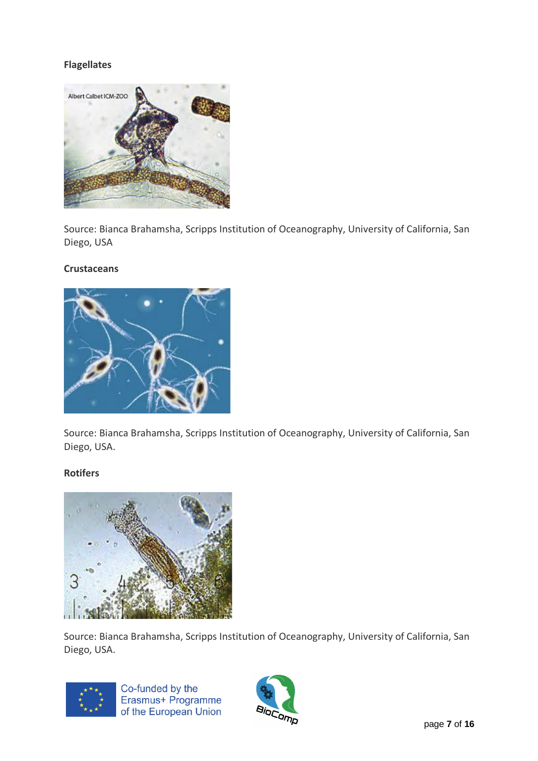**Flagellates**

Source: Bianca Brahamsha, Scripps Institution of Oceanography, University of California, San Diego, USA

**Crustaceans**

Source: Bianca Brahamsha, Scripps Institution of Oceanography, University of California, San Diego, USA.

**Rotifers**

Source: Bianca Brahamsha, Scripps Institution of Oceanography, University of California, San Diego, USA.

Co-funded by the Erasmus+ Programme of the European Union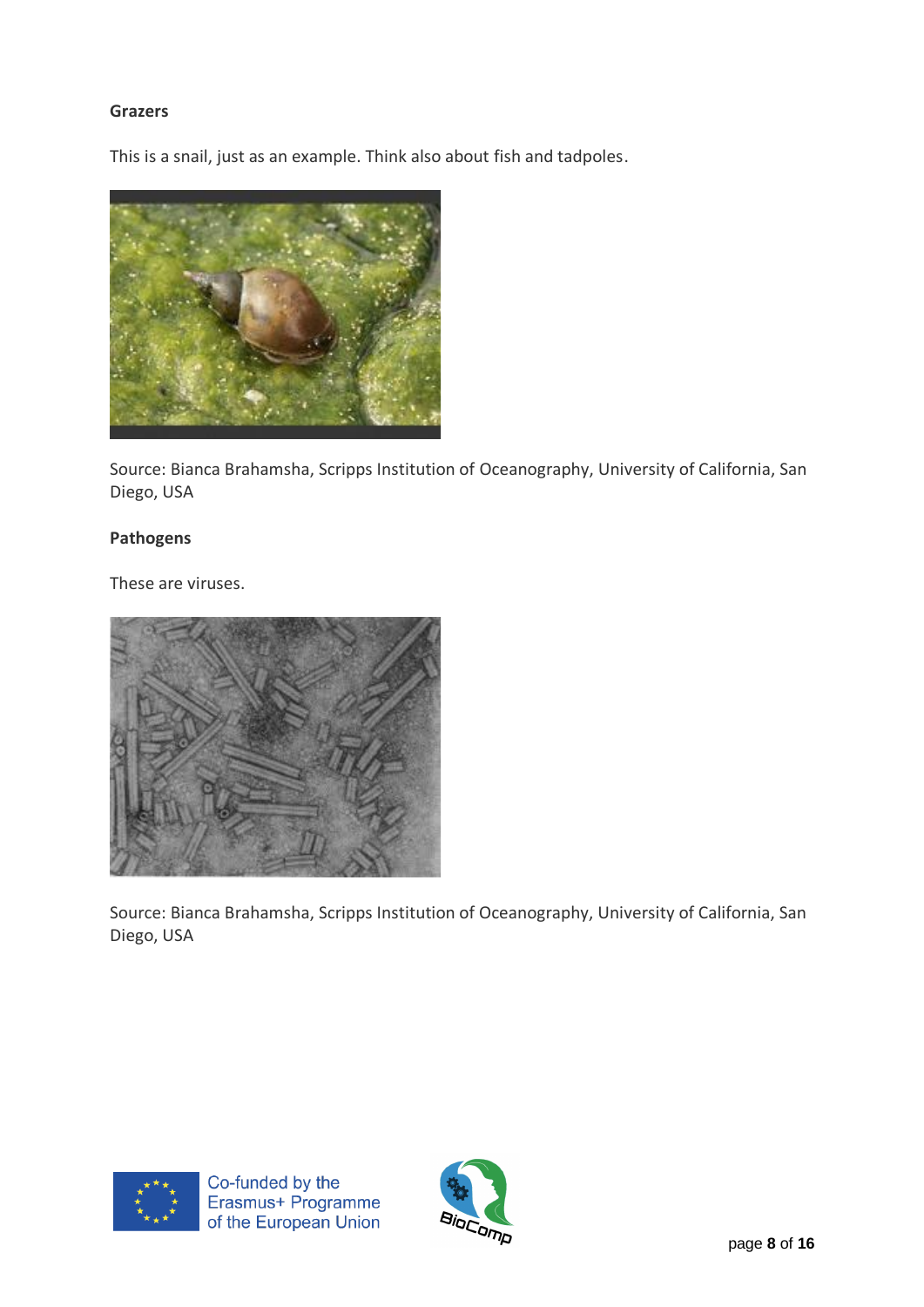**Grazers**

This is a snail, just as an example. Think also about fish and tadpoles.

Source: Bianca Brahamsha, Scripps Institution of Oceanography, University of California, San Diego, USA

**Pathogens**

These are viruses.

Source: Bianca Brahamsha, Scripps Institution of Oceanography, University of California, San Diego, USA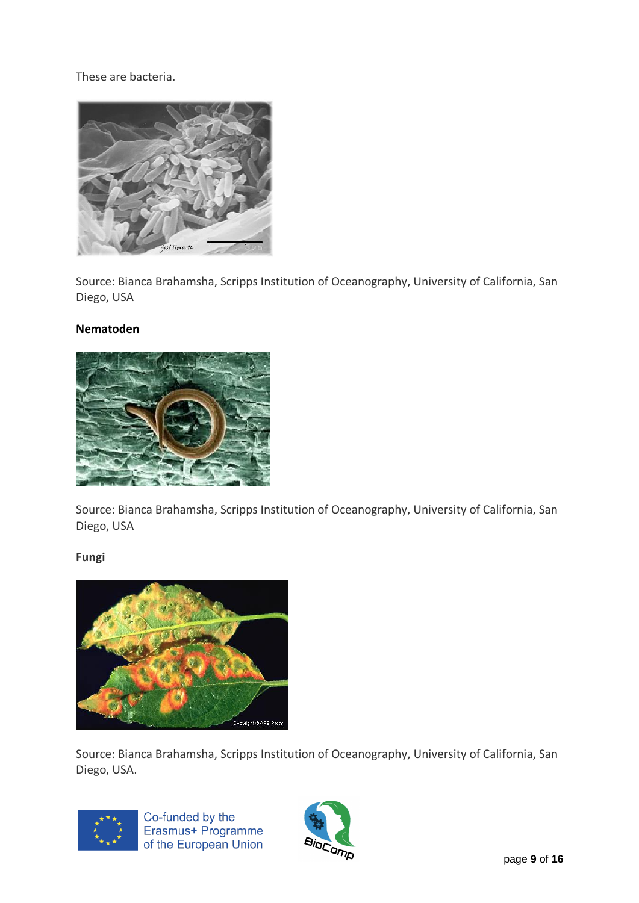These are bacteria.

Source: Bianca Brahamsha, Scripps Institution of Oceanography, University of California, San Diego, USA

**Nematoden**

Source: Bianca Brahamsha, Scripps Institution of Oceanography, University of California, San Diego, USA

**Fungi**

Source: Bianca Brahamsha, Scripps Institution of Oceanography, University of California, San Diego, USA.

Co-funded by the Erasmus+ Programme of the European Union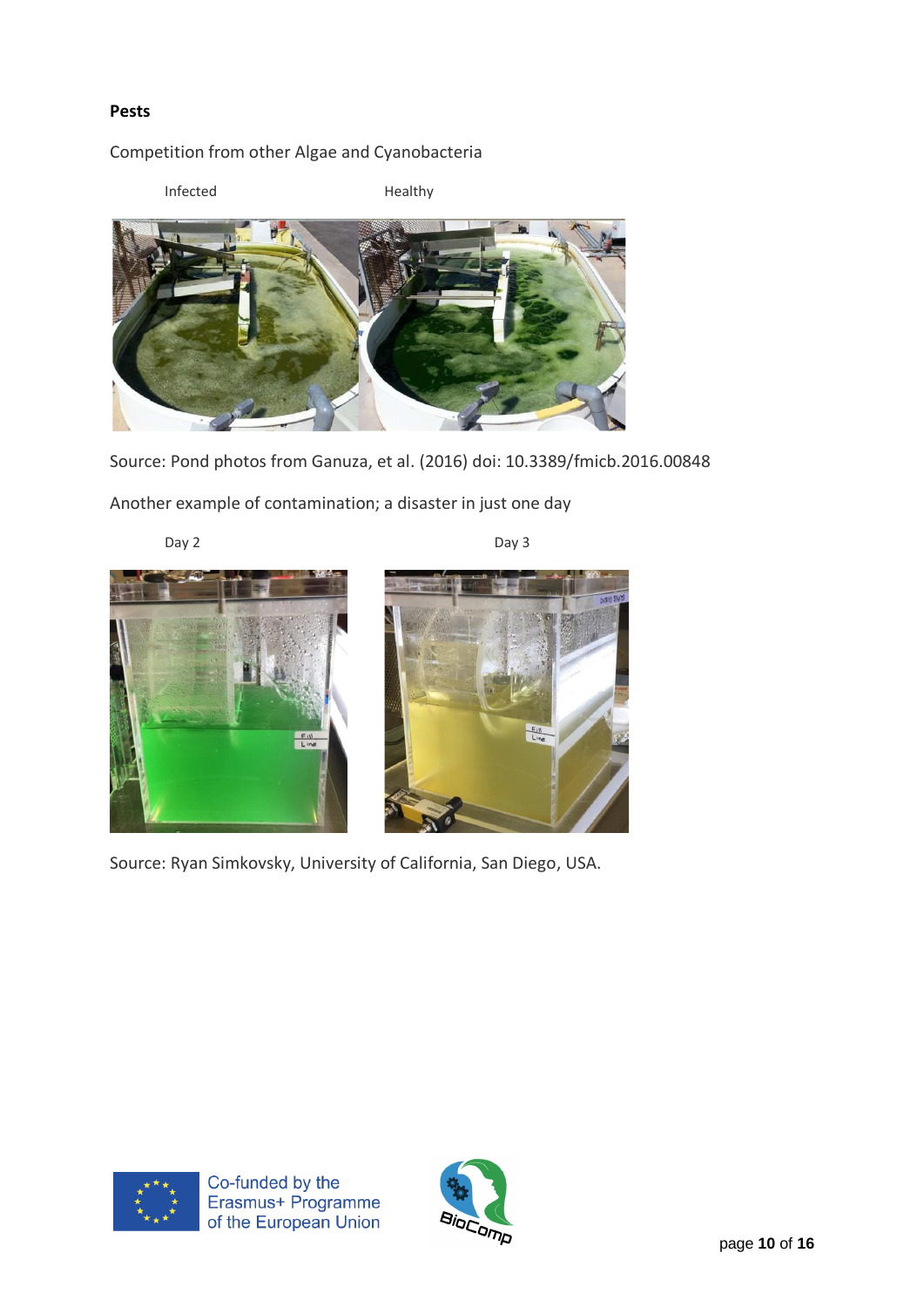**Pests**

Competition from other Algae and Cyanobacteria

Infected Healthy

Source: Pond photos from Ganuza, et al. (2016) doi: 10.3389/fmicb.2016.00848

Another example of contamination; a disaster in just one day

Day 2 Day 3

Source: Ryan Simkovsky, University of California, San Diego, USA.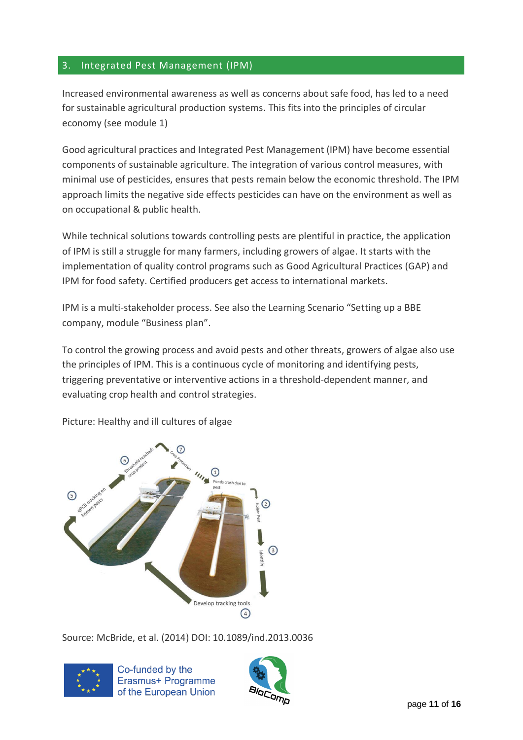## 3. Integrated Pest Management (IPM)

Increased environmental awareness as well as concerns about safe food, has led to a need for sustainable agricultural production systems. This fits into the principles of circular economy (see module 1)

Good agricultural practices and Integrated Pest Management (IPM) have become essential components of sustainable agriculture. The integration of various control measures, with minimal use of pesticides, ensures that pests remain below the economic threshold. The IPM approach limits the negative side effects pesticides can have on the environment as well as on occupational & public health.

While technical solutions towards controlling pests are plentiful in practice, the application of IPM is still a struggle for many farmers, including growers of algae. It starts with the implementation of quality control programs such as Good Agricultural Practices (GAP) and IPM for food safety. Certified producers get access to international markets.

IPM is a multi-stakeholder process. See also the Learning Scenario "Setting up a BBE company, module "Business plan".

To control the growing process and avoid pests and other threats, growers of algae also use the principles of IPM. This is a continuous cycle of monitoring and identifying pests, triggering preventative or interventive actions in a threshold-dependent manner, and evaluating crop health and control strategies.

Picture: Healthy and ill cultures of algae

Source: McBride, et al. (2014) DOI: 10.1089/ind.2013.0036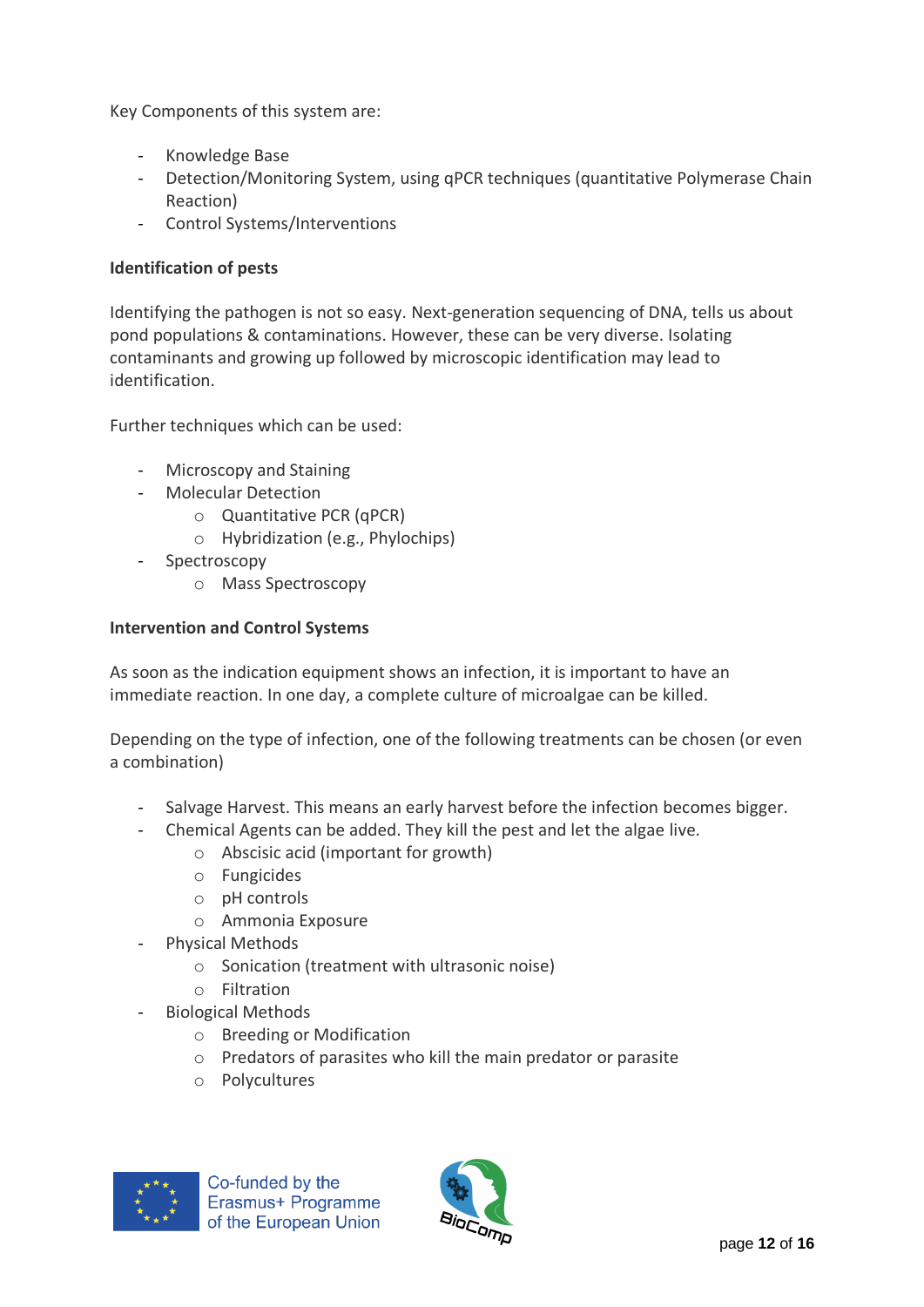Key Components of this system are:

- Knowledge Base
- Detection/Monitoring System, using qPCR techniques (quantitative Polymerase Chain Reaction)
- Control Systems/Interventions

**Identification of pests**

Identifying the pathogen is not so easy. Next-generation sequencing of DNA, tells us about pond populations & contaminations. However, these can be very diverse. Isolating contaminants and growing up followed by microscopic identification may lead to identification.

Further techniques which can be used:

- Microscopy and Staining
- Molecular Detection
    - Quantitative PCR (qPCR)
    - Hybridization (e.g., Phylochips)
- Spectroscopy
    - Mass Spectroscopy

**Intervention and Control Systems**

As soon as the indication equipment shows an infection, it is important to have an immediate reaction. In one day, a complete culture of microalgae can be killed.

Depending on the type of infection, one of the following treatments can be chosen (or even a combination)

- Salvage Harvest. This means an early harvest before the infection becomes bigger.
- Chemical Agents can be added. They kill the pest and let the algae live.
    - Abscisic acid (important for growth)
    - Fungicides
    - pH controls
    - Ammonia Exposure
- Physical Methods
    - Sonication (treatment with ultrasonic noise)
    - Filtration
- Biological Methods
    - Breeding or Modification
    - Predators of parasites who kill the main predator or parasite
    - Polycultures

Co-funded by the Erasmus+ Programme of the European Union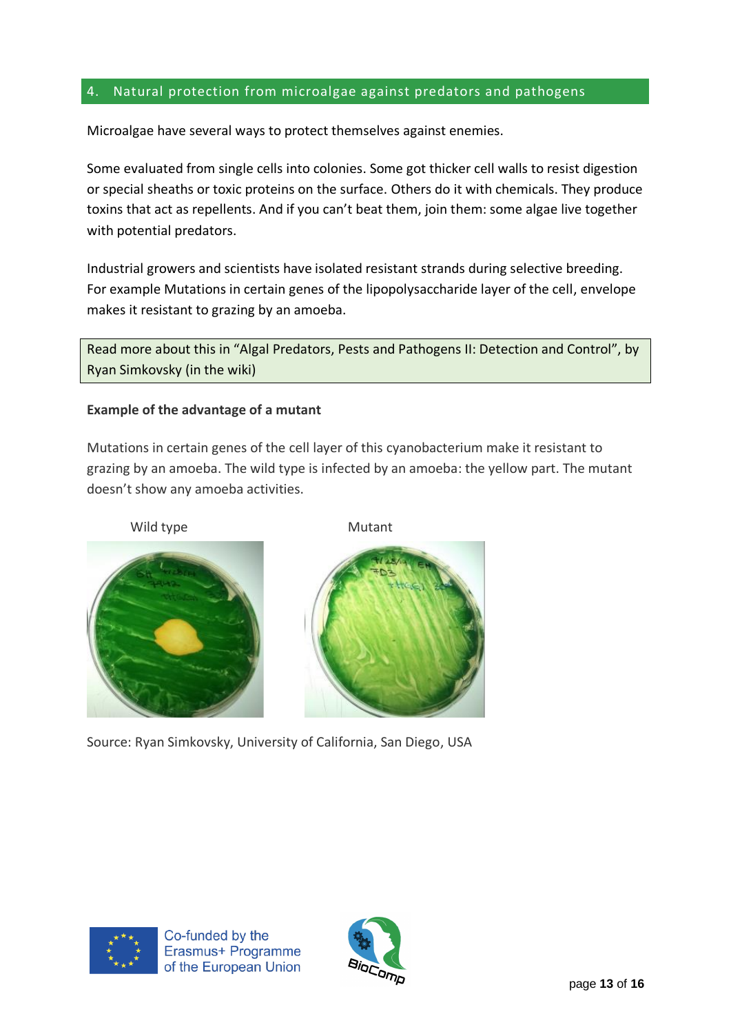## 4. Natural protection from microalgae against predators and pathogens

Microalgae have several ways to protect themselves against enemies.

Some evaluated from single cells into colonies. Some got thicker cell walls to resist digestion or special sheaths or toxic proteins on the surface. Others do it with chemicals. They produce toxins that act as repellents. And if you can't beat them, join them: some algae live together with potential predators.

Industrial growers and scientists have isolated resistant strands during selective breeding. For example Mutations in certain genes of the lipopolysaccharide layer of the cell, envelope makes it resistant to grazing by an amoeba.

> Read more about this in "Algal Predators, Pests and Pathogens II: Detection and Control", by Ryan Simkovsky (in the wiki)

**Example of the advantage of a mutant**

Mutations in certain genes of the cell layer of this cyanobacterium make it resistant to grazing by an amoeba. The wild type is infected by an amoeba: the yellow part. The mutant doesn't show any amoeba activities.

Wild type

Mutant

Source: Ryan Simkovsky, University of California, San Diego, USA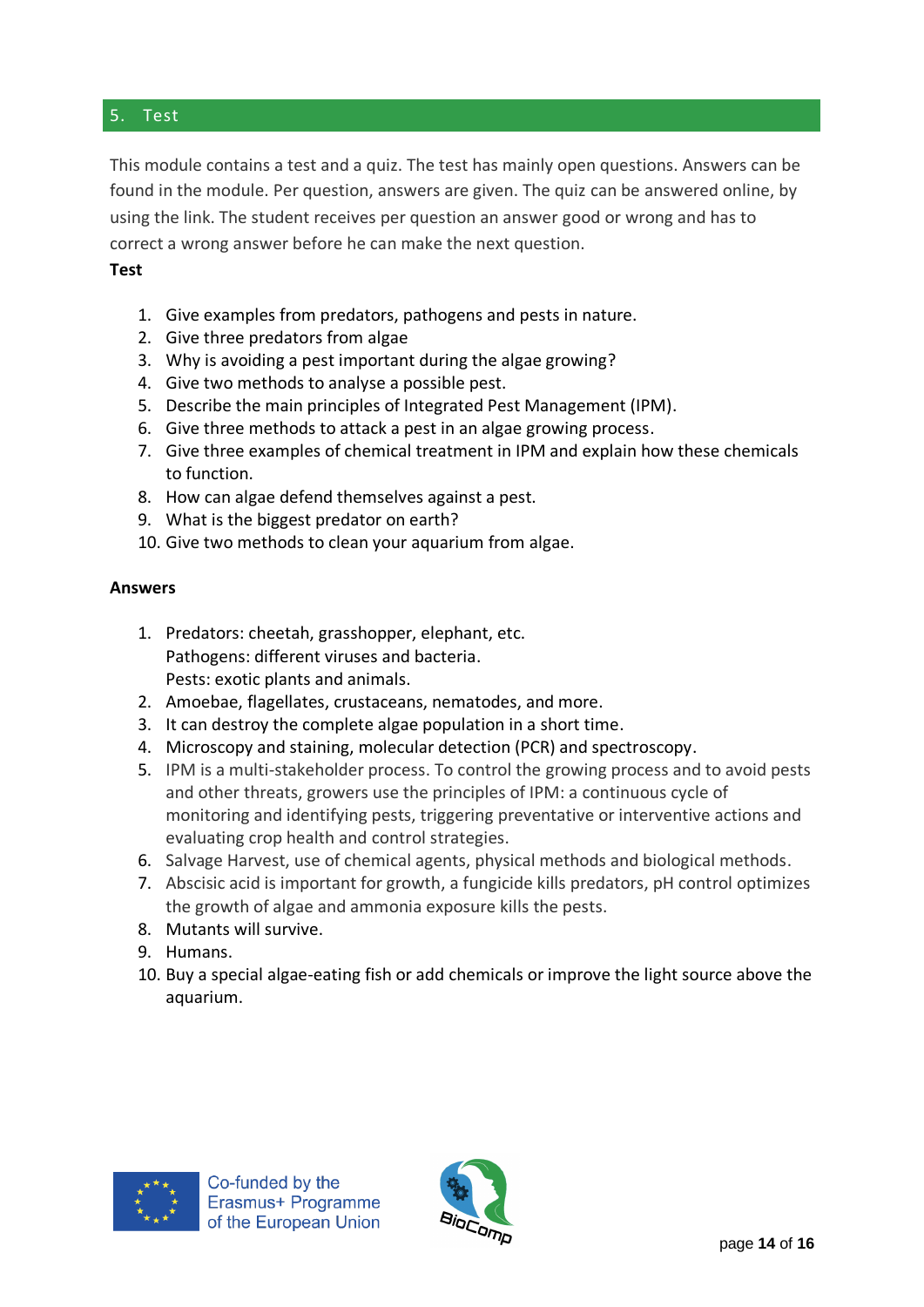## 5. Test

This module contains a test and a quiz. The test has mainly open questions. Answers can be found in the module. Per question, answers are given. The quiz can be answered online, by using the link. The student receives per question an answer good or wrong and has to correct a wrong answer before he can make the next question.

**Test**

1. Give examples from predators, pathogens and pests in nature.
2. Give three predators from algae
3. Why is avoiding a pest important during the algae growing?
4. Give two methods to analyse a possible pest.
5. Describe the main principles of Integrated Pest Management (IPM).
6. Give three methods to attack a pest in an algae growing process.
7. Give three examples of chemical treatment in IPM and explain how these chemicals to function.
8. How can algae defend themselves against a pest.
9. What is the biggest predator on earth?
10. Give two methods to clean your aquarium from algae.

**Answers**

1. Predators: cheetah, grasshopper, elephant, etc.
   Pathogens: different viruses and bacteria.
   Pests: exotic plants and animals.
2. Amoebae, flagellates, crustaceans, nematodes, and more.
3. It can destroy the complete algae population in a short time.
4. Microscopy and staining, molecular detection (PCR) and spectroscopy.
5. IPM is a multi-stakeholder process. To control the growing process and to avoid pests and other threats, growers use the principles of IPM: a continuous cycle of monitoring and identifying pests, triggering preventative or interventive actions and evaluating crop health and control strategies.
6. Salvage Harvest, use of chemical agents, physical methods and biological methods.
7. Abscisic acid is important for growth, a fungicide kills predators, pH control optimizes the growth of algae and ammonia exposure kills the pests.
8. Mutants will survive.
9. Humans.
10. Buy a special algae-eating fish or add chemicals or improve the light source above the aquarium.

Co-funded by the Erasmus+ Programme of the European Union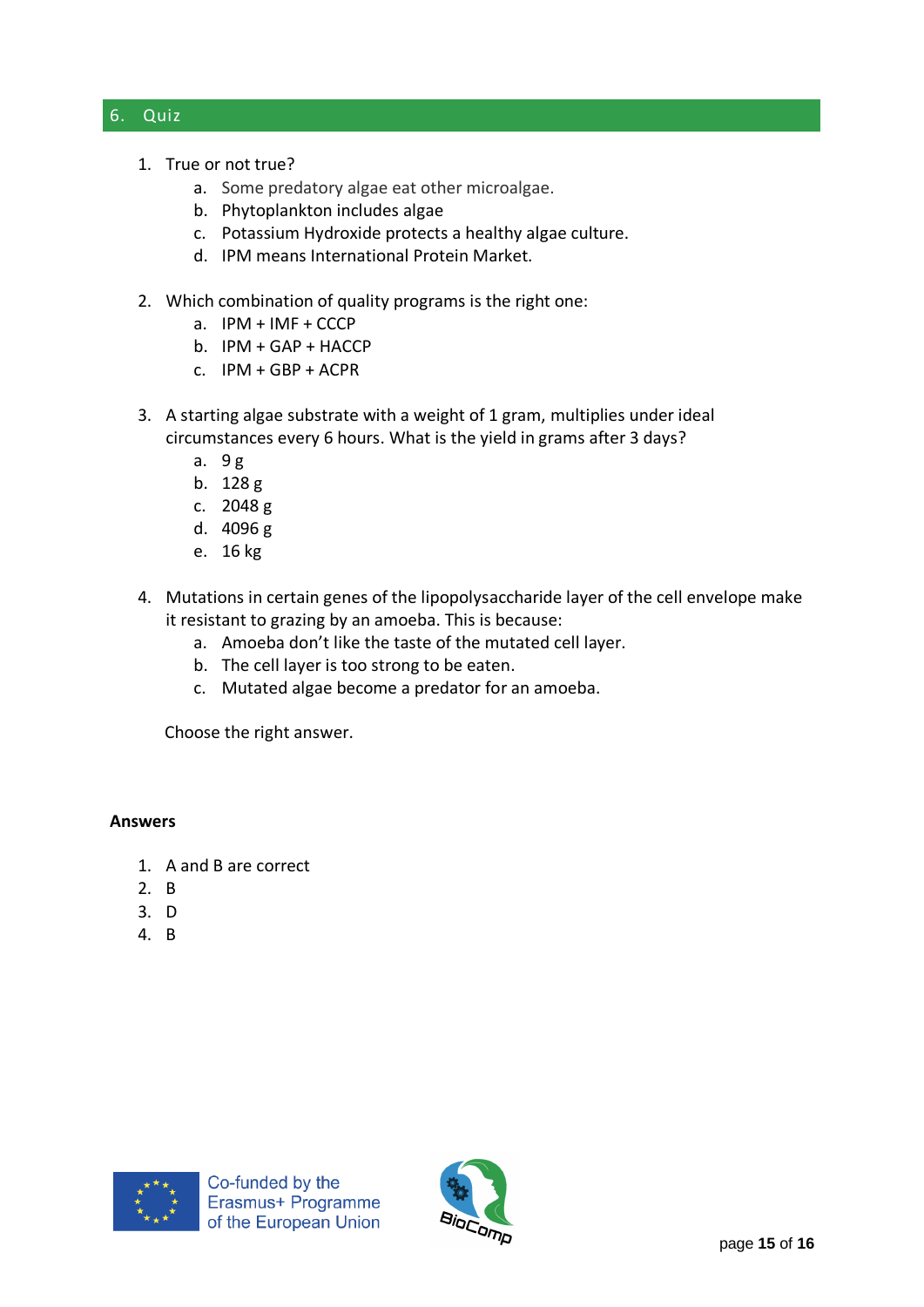## 6. Quiz

1. True or not true?
    a. Some predatory algae eat other microalgae.
    b. Phytoplankton includes algae
    c. Potassium Hydroxide protects a healthy algae culture.
    d. IPM means International Protein Market.

2. Which combination of quality programs is the right one:
    a. IPM + IMF + CCCP
    b. IPM + GAP + HACCP
    c. IPM + GBP + ACPR

3. A starting algae substrate with a weight of 1 gram, multiplies under ideal circumstances every 6 hours. What is the yield in grams after 3 days?
    a. 9 g
    b. 128 g
    c. 2048 g
    d. 4096 g
    e. 16 kg

4. Mutations in certain genes of the lipopolysaccharide layer of the cell envelope make it resistant to grazing by an amoeba. This is because:
    a. Amoeba don't like the taste of the mutated cell layer.
    b. The cell layer is too strong to be eaten.
    c. Mutated algae become a predator for an amoeba.

    Choose the right answer.

**Answers**

1. A and B are correct
2. B
3. D
4. B

Co-funded by the Erasmus+ Programme of the European Union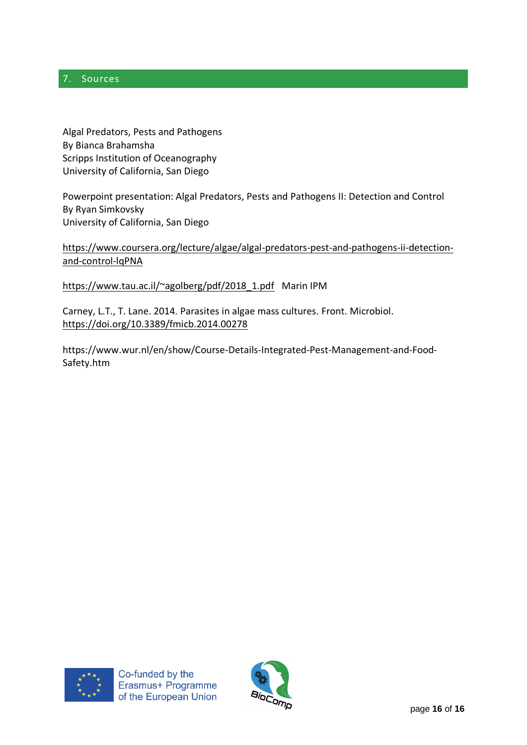## 7. Sources

Algal Predators, Pests and Pathogens
By Bianca Brahamsha
Scripps Institution of Oceanography
University of California, San Diego

Powerpoint presentation: Algal Predators, Pests and Pathogens II: Detection and Control
By Ryan Simkovsky
University of California, San Diego

https://www.coursera.org/lecture/algae/algal-predators-pest-and-pathogens-ii-detection-and-control-lqPNA

https://www.tau.ac.il/~agolberg/pdf/2018_1.pdf Marin IPM

Carney, L.T., T. Lane. 2014. Parasites in algae mass cultures. Front. Microbiol. https://doi.org/10.3389/fmicb.2014.00278

https://www.wur.nl/en/show/Course-Details-Integrated-Pest-Management-and-Food-Safety.htm

Co-funded by the Erasmus+ Programme of the European Union